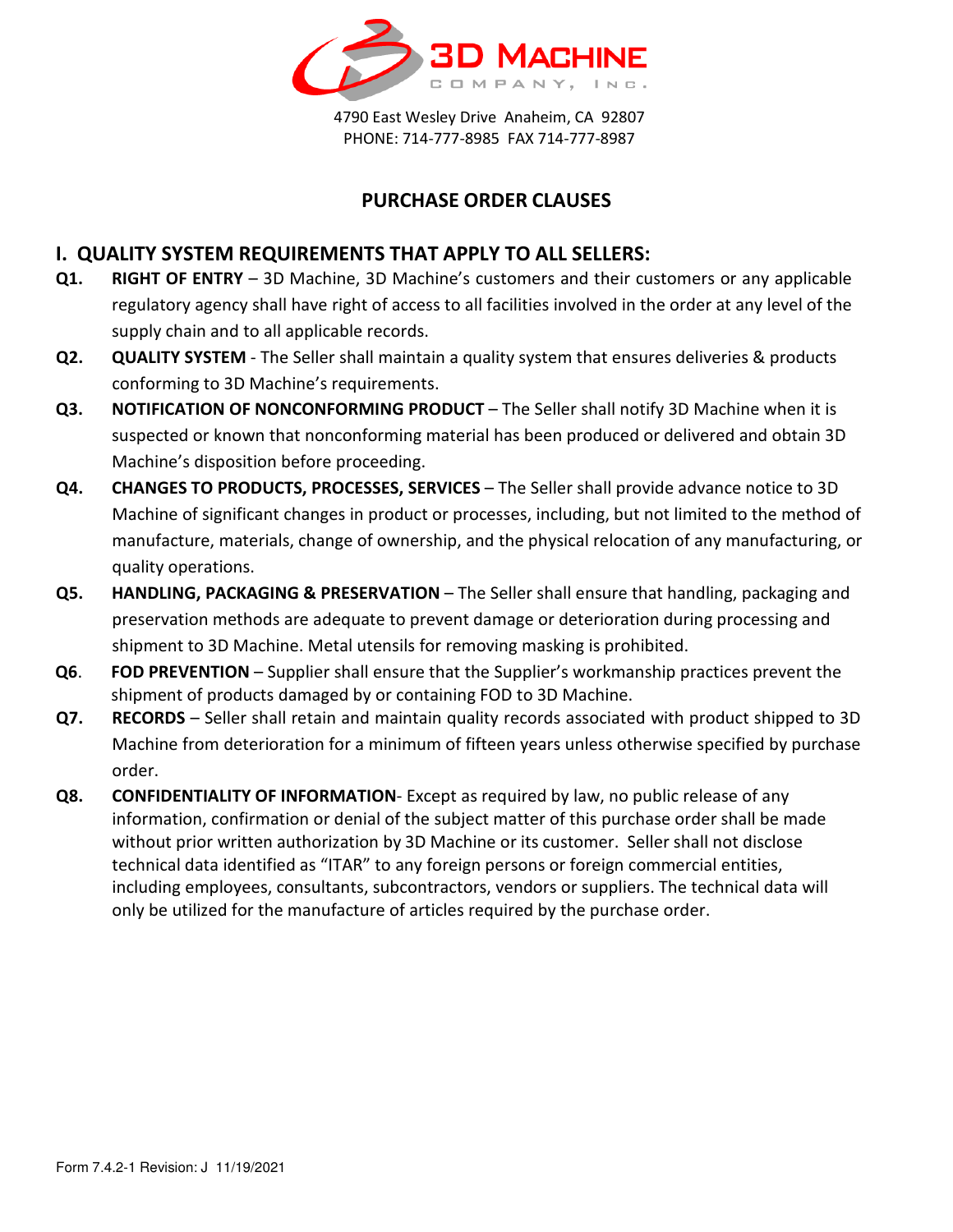**3D MACHINE COMPANY, INC.**

4790 East Wesley Drive Anaheim, CA 92807
PHONE: 714-777-8985 FAX 714-777-8987

# PURCHASE ORDER CLAUSES

## I. QUALITY SYSTEM REQUIREMENTS THAT APPLY TO ALL SELLERS:

**Q1. RIGHT OF ENTRY** – 3D Machine, 3D Machine's customers and their customers or any applicable regulatory agency shall have right of access to all facilities involved in the order at any level of the supply chain and to all applicable records.

**Q2. QUALITY SYSTEM** - The Seller shall maintain a quality system that ensures deliveries & products conforming to 3D Machine's requirements.

**Q3. NOTIFICATION OF NONCONFORMING PRODUCT** – The Seller shall notify 3D Machine when it is suspected or known that nonconforming material has been produced or delivered and obtain 3D Machine's disposition before proceeding.

**Q4. CHANGES TO PRODUCTS, PROCESSES, SERVICES** – The Seller shall provide advance notice to 3D Machine of significant changes in product or processes, including, but not limited to the method of manufacture, materials, change of ownership, and the physical relocation of any manufacturing, or quality operations.

**Q5. HANDLING, PACKAGING & PRESERVATION** – The Seller shall ensure that handling, packaging and preservation methods are adequate to prevent damage or deterioration during processing and shipment to 3D Machine. Metal utensils for removing masking is prohibited.

**Q6. FOD PREVENTION** – Supplier shall ensure that the Supplier's workmanship practices prevent the shipment of products damaged by or containing FOD to 3D Machine.

**Q7. RECORDS** – Seller shall retain and maintain quality records associated with product shipped to 3D Machine from deterioration for a minimum of fifteen years unless otherwise specified by purchase order.

**Q8. CONFIDENTIALITY OF INFORMATION**- Except as required by law, no public release of any information, confirmation or denial of the subject matter of this purchase order shall be made without prior written authorization by 3D Machine or its customer. Seller shall not disclose technical data identified as "ITAR" to any foreign persons or foreign commercial entities, including employees, consultants, subcontractors, vendors or suppliers. The technical data will only be utilized for the manufacture of articles required by the purchase order.

Form 7.4.2-1 Revision: J 11/19/2021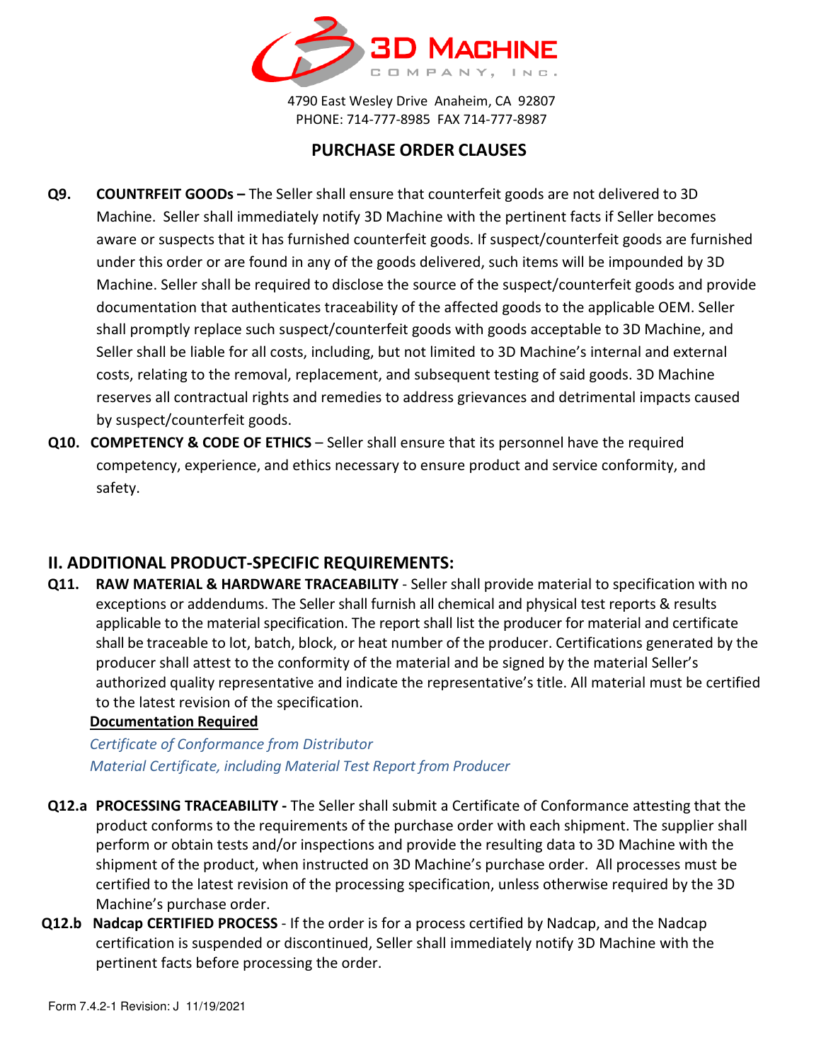3D MACHINE COMPANY, INC.

4790 East Wesley Drive Anaheim, CA 92807
PHONE: 714-777-8985 FAX 714-777-8987

## PURCHASE ORDER CLAUSES

**Q9. COUNTRFEIT GOODs –** The Seller shall ensure that counterfeit goods are not delivered to 3D Machine. Seller shall immediately notify 3D Machine with the pertinent facts if Seller becomes aware or suspects that it has furnished counterfeit goods. If suspect/counterfeit goods are furnished under this order or are found in any of the goods delivered, such items will be impounded by 3D Machine. Seller shall be required to disclose the source of the suspect/counterfeit goods and provide documentation that authenticates traceability of the affected goods to the applicable OEM. Seller shall promptly replace such suspect/counterfeit goods with goods acceptable to 3D Machine, and Seller shall be liable for all costs, including, but not limited to 3D Machine's internal and external costs, relating to the removal, replacement, and subsequent testing of said goods. 3D Machine reserves all contractual rights and remedies to address grievances and detrimental impacts caused by suspect/counterfeit goods.

**Q10. COMPETENCY & CODE OF ETHICS** – Seller shall ensure that its personnel have the required competency, experience, and ethics necessary to ensure product and service conformity, and safety.

## II. ADDITIONAL PRODUCT-SPECIFIC REQUIREMENTS:

**Q11. RAW MATERIAL & HARDWARE TRACEABILITY** - Seller shall provide material to specification with no exceptions or addendums. The Seller shall furnish all chemical and physical test reports & results applicable to the material specification. The report shall list the producer for material and certificate shall be traceable to lot, batch, block, or heat number of the producer. Certifications generated by the producer shall attest to the conformity of the material and be signed by the material Seller's authorized quality representative and indicate the representative's title. All material must be certified to the latest revision of the specification.

**Documentation Required**

*Certificate of Conformance from Distributor*
*Material Certificate, including Material Test Report from Producer*

**Q12.a PROCESSING TRACEABILITY -** The Seller shall submit a Certificate of Conformance attesting that the product conforms to the requirements of the purchase order with each shipment. The supplier shall perform or obtain tests and/or inspections and provide the resulting data to 3D Machine with the shipment of the product, when instructed on 3D Machine's purchase order. All processes must be certified to the latest revision of the processing specification, unless otherwise required by the 3D Machine's purchase order.

**Q12.b Nadcap CERTIFIED PROCESS** - If the order is for a process certified by Nadcap, and the Nadcap certification is suspended or discontinued, Seller shall immediately notify 3D Machine with the pertinent facts before processing the order.

Form 7.4.2-1 Revision: J 11/19/2021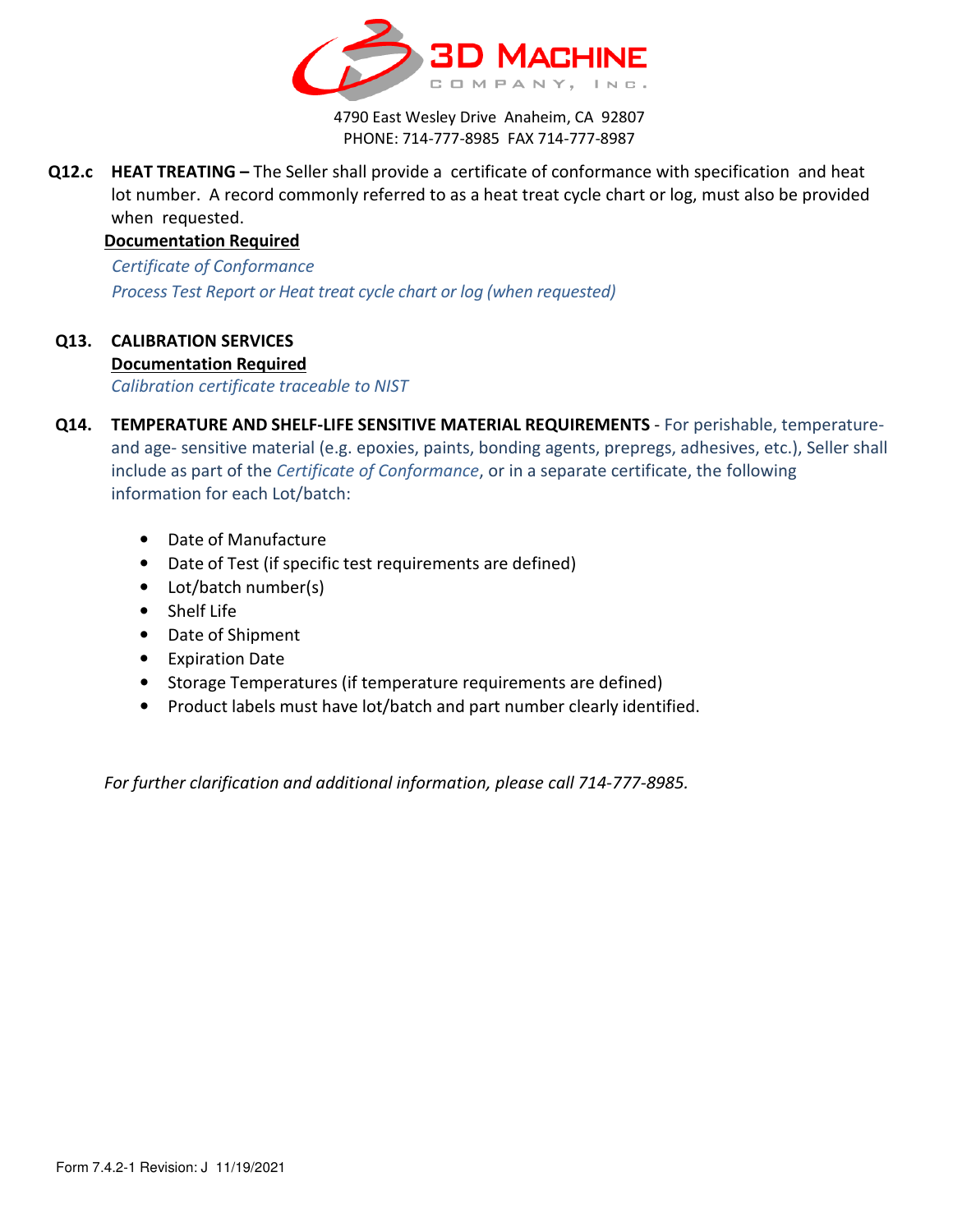3D MACHINE COMPANY, INC.

4790 East Wesley Drive Anaheim, CA 92807
PHONE: 714-777-8985 FAX 714-777-8987

**Q12.c HEATING TREATING –** The Seller shall provide a certificate of conformance with specification and heat lot number. A record commonly referred to as a heat treat cycle chart or log, must also be provided when requested.

**Documentation Required**

*Certificate of Conformance*
*Process Test Report or Heat treat cycle chart or log (when requested)*

**Q13. CALIBRATION SERVICES**

**Documentation Required**

*Calibration certificate traceable to NIST*

**Q14. TEMPERATURE AND SHELF-LIFE SENSITIVE MATERIAL REQUIREMENTS** - For perishable, temperature- and age- sensitive material (e.g. epoxies, paints, bonding agents, prepregs, adhesives, etc.), Seller shall include as part of the *Certificate of Conformance*, or in a separate certificate, the following information for each Lot/batch:

- Date of Manufacture
- Date of Test (if specific test requirements are defined)
- Lot/batch number(s)
- Shelf Life
- Date of Shipment
- Expiration Date
- Storage Temperatures (if temperature requirements are defined)
- Product labels must have lot/batch and part number clearly identified.

*For further clarification and additional information, please call 714-777-8985.*

Form 7.4.2-1 Revision: J 11/19/2021